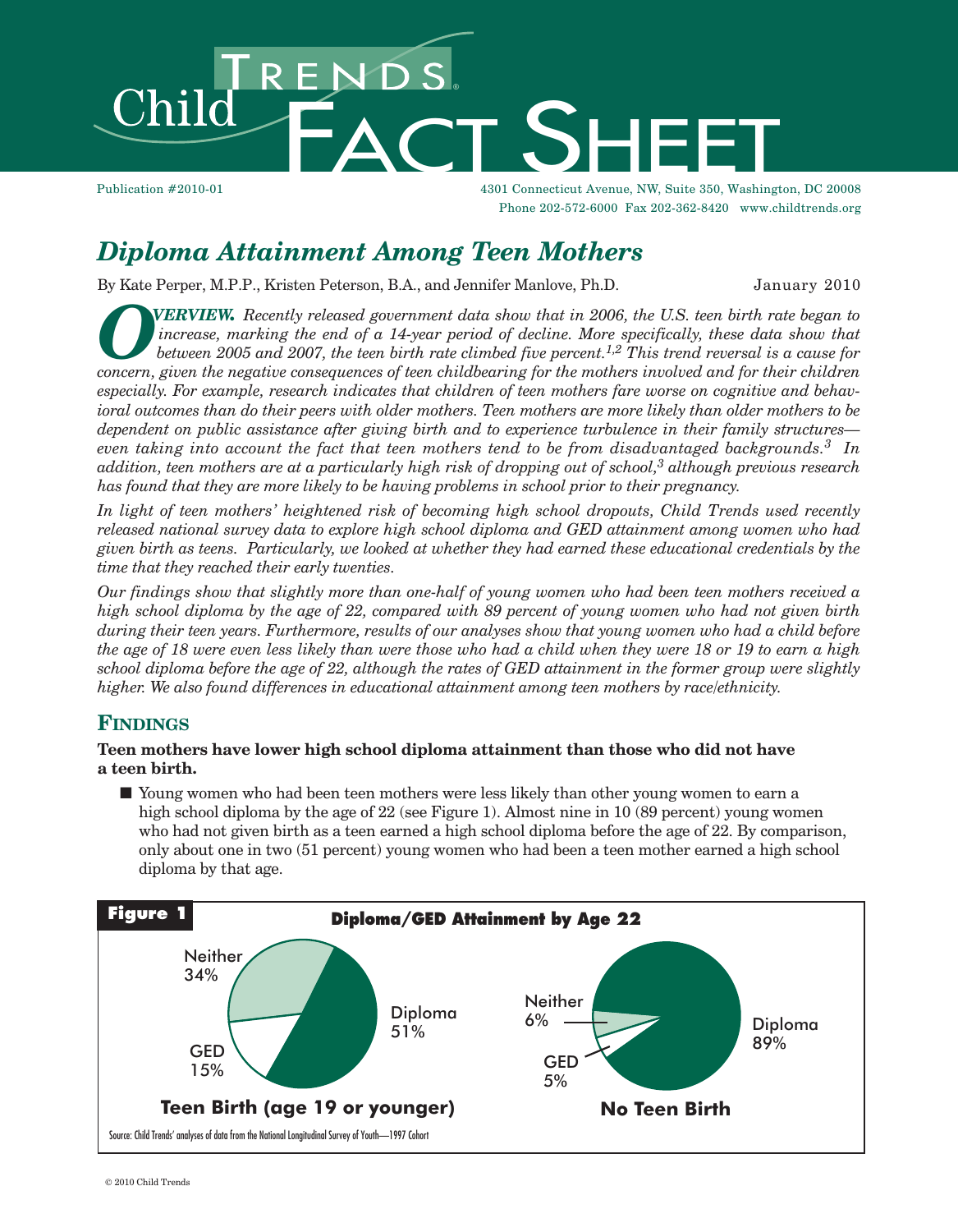Child Trends FACT SHEET

Publication #2010-01

4301 Connecticut Avenue, NW, Suite 350, Washington, DC 20008
Phone 202-572-6000 Fax 202-362-8420 www.childtrends.org

# *Diploma Attainment Among Teen Mothers*

By Kate Perper, M.P.P., Kristen Peterson, B.A., and Jennifer Manlove, Ph.D.

January 2010

***OVERVIEW.*** *Recently released government data show that in 2006, the U.S. teen birth rate began to increase, marking the end of a 14-year period of decline. More specifically, these data show that between 2005 and 2007, the teen birth rate climbed five percent.[1,2] This trend reversal is a cause for concern, given the negative consequences of teen childbearing for the mothers involved and for their children especially. For example, research indicates that children of teen mothers fare worse on cognitive and behavioral outcomes than do their peers with older mothers. Teen mothers are more likely than older mothers to be dependent on public assistance after giving birth and to experience turbulence in their family structures—even taking into account the fact that teen mothers tend to be from disadvantaged backgrounds.[3] In addition, teen mothers are at a particularly high risk of dropping out of school,[3] although previous research has found that they are more likely to be having problems in school prior to their pregnancy.*

*In light of teen mothers' heightened risk of becoming high school dropouts, Child Trends used recently released national survey data to explore high school diploma and GED attainment among women who had given birth as teens. Particularly, we looked at whether they had earned these educational credentials by the time that they reached their early twenties.*

*Our findings show that slightly more than one-half of young women who had been teen mothers received a high school diploma by the age of 22, compared with 89 percent of young women who had not given birth during their teen years. Furthermore, results of our analyses show that young women who had a child before the age of 18 were even less likely than were those who had a child when they were 18 or 19 to earn a high school diploma before the age of 22, although the rates of GED attainment in the former group were slightly higher. We also found differences in educational attainment among teen mothers by race/ethnicity.*

## FINDINGS

**Teen mothers have lower high school diploma attainment than those who did not have a teen birth.**

- Young women who had been teen mothers were less likely than other young women to earn a high school diploma by the age of 22 (see Figure 1). Almost nine in 10 (89 percent) young women who had not given birth as a teen earned a high school diploma before the age of 22. By comparison, only about one in two (51 percent) young women who had been a teen mother earned a high school diploma by that age.

**Figure 1** Diploma/GED Attainment by Age 22

| | Diploma | GED | Neither |
|---|---|---|---|
| Teen Birth (age 19 or younger) | 51% | 15% | 34% |
| No Teen Birth | 89% | 5% | 6% |

Source: Child Trends' analyses of data from the National Longitudinal Survey of Youth—1997 Cohort

© 2010 Child Trends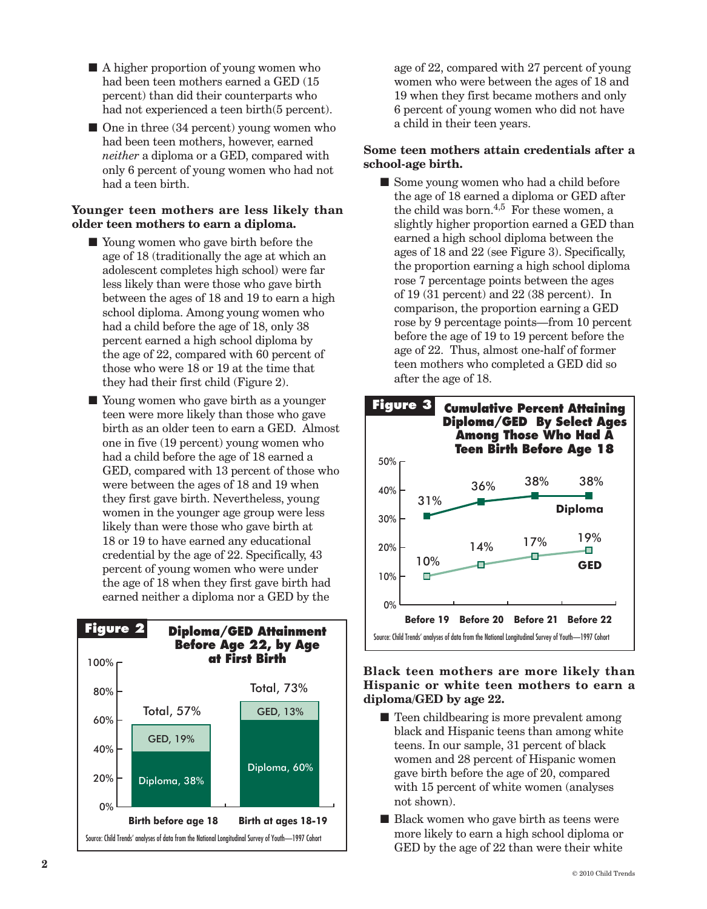- A higher proportion of young women who had been teen mothers earned a GED (15 percent) than did their counterparts who had not experienced a teen birth(5 percent).
- One in three (34 percent) young women who had been teen mothers, however, earned *neither* a diploma or a GED, compared with only 6 percent of young women who had not had a teen birth.

**Younger teen mothers are less likely than older teen mothers to earn a diploma.**

- Young women who gave birth before the age of 18 (traditionally the age at which an adolescent completes high school) were far less likely than were those who gave birth between the ages of 18 and 19 to earn a high school diploma. Among young women who had a child before the age of 18, only 38 percent earned a high school diploma by the age of 22, compared with 60 percent of those who were 18 or 19 at the time that they had their first child (Figure 2).
- Young women who gave birth as a younger teen were more likely than those who gave birth as an older teen to earn a GED. Almost one in five (19 percent) young women who had a child before the age of 18 earned a GED, compared with 13 percent of those who were between the ages of 18 and 19 when they first gave birth. Nevertheless, young women in the younger age group were less likely than were those who gave birth at 18 or 19 to have earned any educational credential by the age of 22. Specifically, 43 percent of young women who were under the age of 18 when they first gave birth had earned neither a diploma nor a GED by the age of 22, compared with 27 percent of young women who were between the ages of 18 and 19 when they first became mothers and only 6 percent of young women who did not have a child in their teen years.

**Figure 2** Diploma/GED Attainment Before Age 22, by Age at First Birth

| | Birth before age 18 | Birth at ages 18-19 |
|---|---|---|
| Diploma | 38% | 60% |
| GED | 19% | 13% |
| Total | 57% | 73% |

Source: Child Trends' analyses of data from the National Longitudinal Survey of Youth—1997 Cohort

**Some teen mothers attain credentials after a school-age birth.**

- Some young women who had a child before the age of 18 earned a diploma or GED after the child was born.[4,5] For these women, a slightly higher proportion earned a GED than earned a high school diploma between the ages of 18 and 22 (see Figure 3). Specifically, the proportion earning a high school diploma rose 7 percentage points between the ages of 19 (31 percent) and 22 (38 percent). In comparison, the proportion earning a GED rose by 9 percentage points—from 10 percent before the age of 19 to 19 percent before the age of 22. Thus, almost one-half of former teen mothers who completed a GED did so after the age of 18.

**Figure 3** Cumulative Percent Attaining Diploma/GED By Select Ages Among Those Who Had A Teen Birth Before Age 18

| | Before 19 | Before 20 | Before 21 | Before 22 |
|---|---|---|---|---|
| Diploma | 31% | 36% | 38% | 38% |
| GED | 10% | 14% | 17% | 19% |

Source: Child Trends' analyses of data from the National Longitudinal Survey of Youth—1997 Cohort

**Black teen mothers are more likely than Hispanic or white teen mothers to earn a diploma/GED by age 22.**

- Teen childbearing is more prevalent among black and Hispanic teens than among white teens. In our sample, 31 percent of black women and 28 percent of Hispanic women gave birth before the age of 20, compared with 15 percent of white women (analyses not shown).
- Black women who gave birth as teens were more likely to earn a high school diploma or GED by the age of 22 than were their white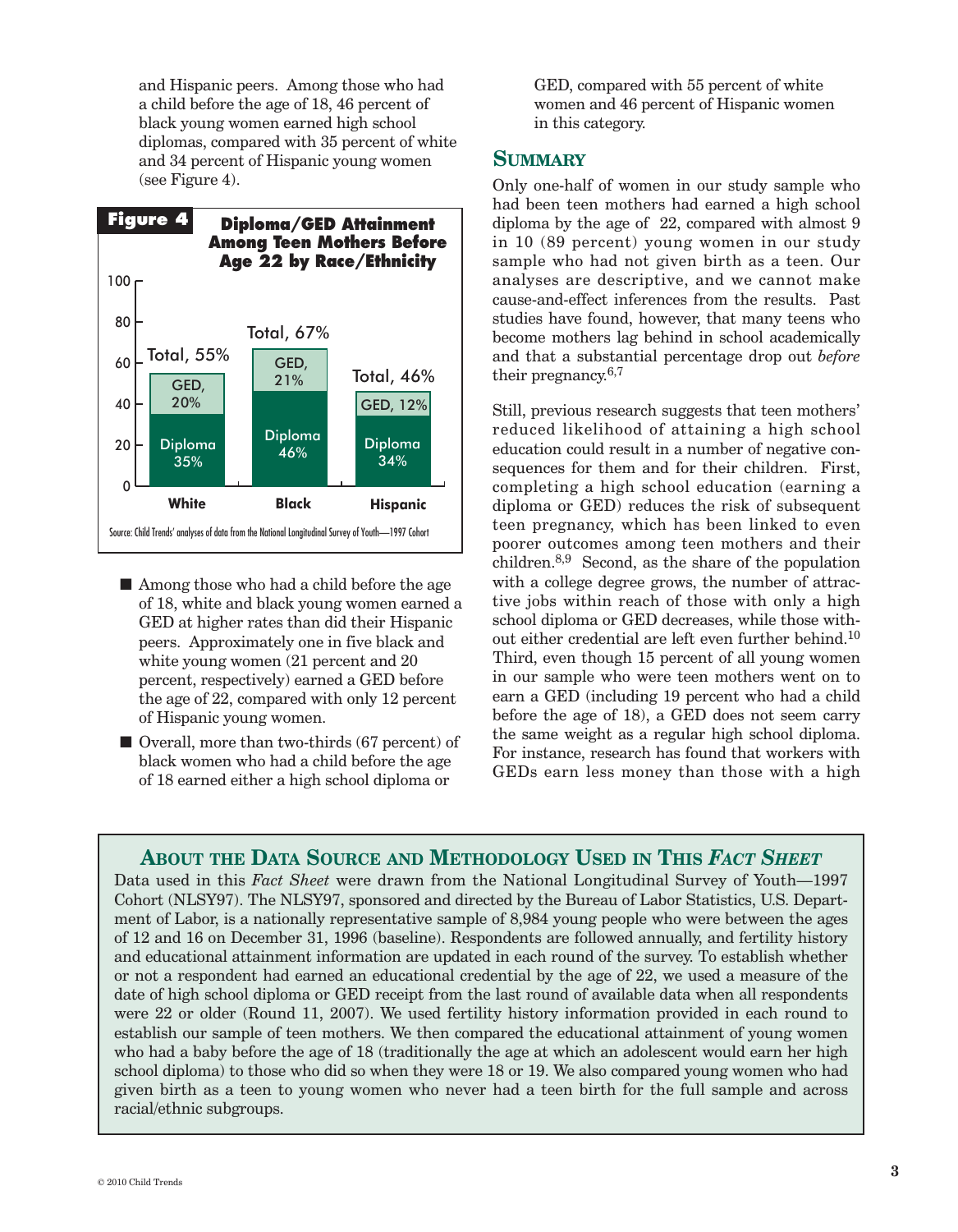and Hispanic peers. Among those who had a child before the age of 18, 46 percent of black young women earned high school diplomas, compared with 35 percent of white and 34 percent of Hispanic young women (see Figure 4).

**Figure 4** Diploma/GED Attainment Among Teen Mothers Before Age 22 by Race/Ethnicity

| | White | Black | Hispanic |
|---|---|---|---|
| Diploma | 35% | 46% | 34% |
| GED | 20% | 21% | 12% |
| Total | 55% | 67% | 46% |

Source: Child Trends' analyses of data from the National Longitudinal Survey of Youth—1997 Cohort

- Among those who had a child before the age of 18, white and black young women earned a GED at higher rates than did their Hispanic peers. Approximately one in five black and white young women (21 percent and 20 percent, respectively) earned a GED before the age of 22, compared with only 12 percent of Hispanic young women.
- Overall, more than two-thirds (67 percent) of black women who had a child before the age of 18 earned either a high school diploma or GED, compared with 55 percent of white women and 46 percent of Hispanic women in this category.

## Summary

Only one-half of women in our study sample who had been teen mothers had earned a high school diploma by the age of 22, compared with almost 9 in 10 (89 percent) young women in our study sample who had not given birth as a teen. Our analyses are descriptive, and we cannot make cause-and-effect inferences from the results. Past studies have found, however, that many teens who become mothers lag behind in school academically and that a substantial percentage drop out *before* their pregnancy.[6,7]

Still, previous research suggests that teen mothers' reduced likelihood of attaining a high school education could result in a number of negative consequences for them and for their children. First, completing a high school education (earning a diploma or GED) reduces the risk of subsequent teen pregnancy, which has been linked to even poorer outcomes among teen mothers and their children.[8,9] Second, as the share of the population with a college degree grows, the number of attractive jobs within reach of those with only a high school diploma or GED decreases, while those without either credential are left even further behind.[10] Third, even though 15 percent of all young women in our sample who were teen mothers went on to earn a GED (including 19 percent who had a child before the age of 18), a GED does not seem carry the same weight as a regular high school diploma. For instance, research has found that workers with GEDs earn less money than those with a high

## About the Data Source and Methodology Used in This *Fact Sheet*

Data used in this *Fact Sheet* were drawn from the National Longitudinal Survey of Youth—1997 Cohort (NLSY97). The NLSY97, sponsored and directed by the Bureau of Labor Statistics, U.S. Department of Labor, is a nationally representative sample of 8,984 young people who were between the ages of 12 and 16 on December 31, 1996 (baseline). Respondents are followed annually, and fertility history and educational attainment information are updated in each round of the survey. To establish whether or not a respondent had earned an educational credential by the age of 22, we used a measure of the date of high school diploma or GED receipt from the last round of available data when all respondents were 22 or older (Round 11, 2007). We used fertility history information provided in each round to establish our sample of teen mothers. We then compared the educational attainment of young women who had a baby before the age of 18 (traditionally the age at which an adolescent would earn her high school diploma) to those who did so when they were 18 or 19. We also compared young women who had given birth as a teen to young women who never had a teen birth for the full sample and across racial/ethnic subgroups.

© 2010 Child Trends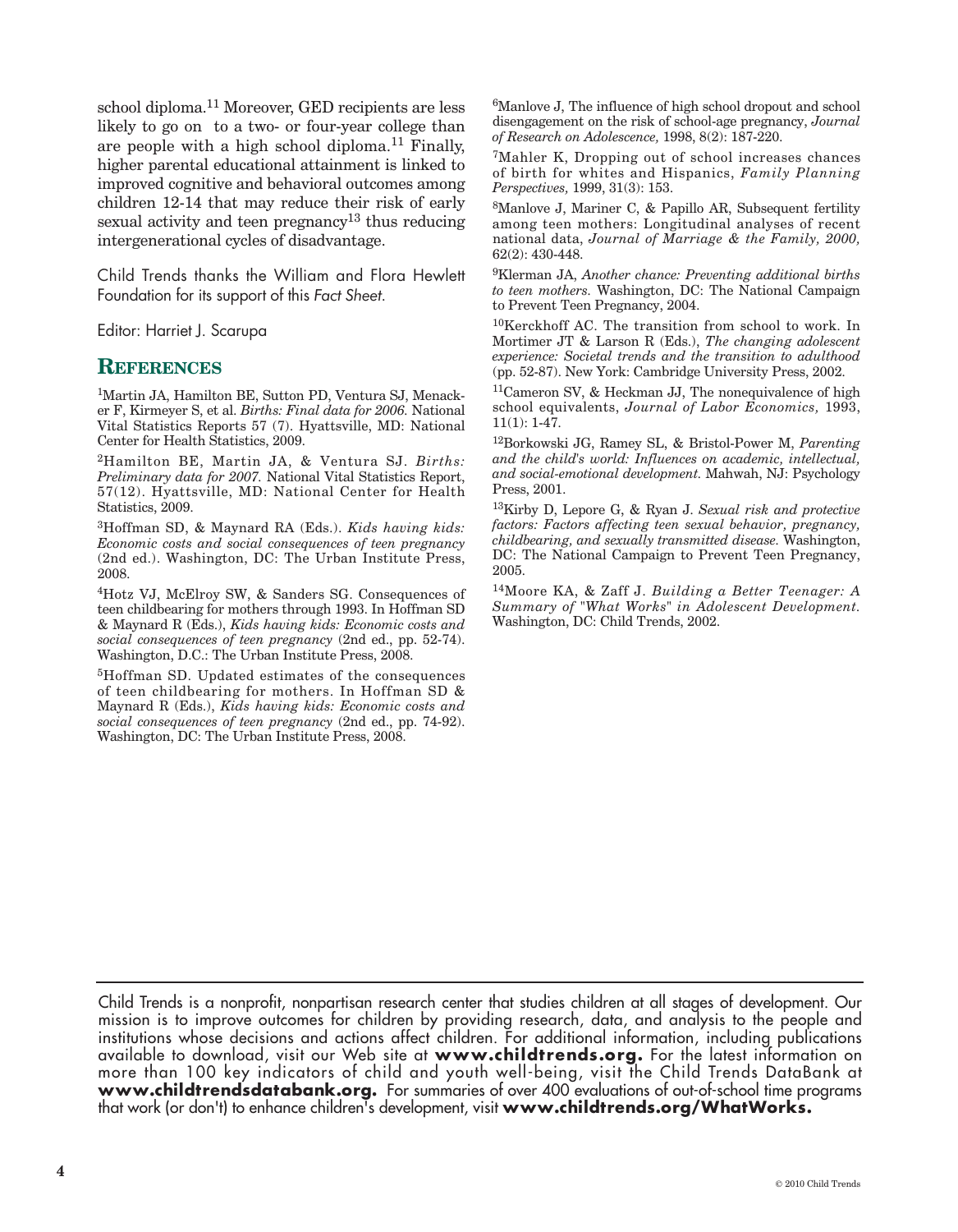school diploma.[11] Moreover, GED recipients are less likely to go on to a two- or four-year college than are people with a high school diploma.[11] Finally, higher parental educational attainment is linked to improved cognitive and behavioral outcomes among children 12-14 that may reduce their risk of early sexual activity and teen pregnancy[13] thus reducing intergenerational cycles of disadvantage.

Child Trends thanks the William and Flora Hewlett Foundation for its support of this *Fact Sheet*.

Editor: Harriet J. Scarupa

## References

[1]Martin JA, Hamilton BE, Sutton PD, Ventura SJ, Menacker F, Kirmeyer S, et al. *Births: Final data for 2006*. National Vital Statistics Reports 57 (7). Hyattsville, MD: National Center for Health Statistics, 2009.

[2]Hamilton BE, Martin JA, & Ventura SJ. *Births: Preliminary data for 2007*. National Vital Statistics Report, 57(12). Hyattsville, MD: National Center for Health Statistics, 2009.

[3]Hoffman SD, & Maynard RA (Eds.). *Kids having kids: Economic costs and social consequences of teen pregnancy* (2nd ed.). Washington, DC: The Urban Institute Press, 2008.

[4]Hotz VJ, McElroy SW, & Sanders SG. Consequences of teen childbearing for mothers through 1993. In Hoffman SD & Maynard R (Eds.), *Kids having kids: Economic costs and social consequences of teen pregnancy* (2nd ed., pp. 52-74). Washington, D.C.: The Urban Institute Press, 2008.

[5]Hoffman SD. Updated estimates of the consequences of teen childbearing for mothers. In Hoffman SD & Maynard R (Eds.), *Kids having kids: Economic costs and social consequences of teen pregnancy* (2nd ed., pp. 74-92). Washington, DC: The Urban Institute Press, 2008.

[6]Manlove J, The influence of high school dropout and school disengagement on the risk of school-age pregnancy, *Journal of Research on Adolescence,* 1998, 8(2): 187-220.

[7]Mahler K, Dropping out of school increases chances of birth for whites and Hispanics, *Family Planning Perspectives,* 1999, 31(3): 153.

[8]Manlove J, Mariner C, & Papillo AR, Subsequent fertility among teen mothers: Longitudinal analyses of recent national data, *Journal of Marriage & the Family, 2000,* 62(2): 430-448.

[9]Klerman JA, *Another chance: Preventing additional births to teen mothers*. Washington, DC: The National Campaign to Prevent Teen Pregnancy, 2004.

[10]Kerckhoff AC. The transition from school to work. In Mortimer JT & Larson R (Eds.), *The changing adolescent experience: Societal trends and the transition to adulthood* (pp. 52-87). New York: Cambridge University Press, 2002.

[11]Cameron SV, & Heckman JJ, The nonequivalence of high school equivalents, *Journal of Labor Economics,* 1993, 11(1): 1-47.

[12]Borkowski JG, Ramey SL, & Bristol-Power M, *Parenting and the child's world: Influences on academic, intellectual, and social-emotional development*. Mahwah, NJ: Psychology Press, 2001.

[13]Kirby D, Lepore G, & Ryan J. *Sexual risk and protective factors: Factors affecting teen sexual behavior, pregnancy, childbearing, and sexually transmitted disease*. Washington, DC: The National Campaign to Prevent Teen Pregnancy, 2005.

[14]Moore KA, & Zaff J. *Building a Better Teenager: A Summary of "What Works" in Adolescent Development*. Washington, DC: Child Trends, 2002.

---

Child Trends is a nonprofit, nonpartisan research center that studies children at all stages of development. Our mission is to improve outcomes for children by providing research, data, and analysis to the people and institutions whose decisions and actions affect children. For additional information, including publications available to download, visit our Web site at **www.childtrends.org.** For the latest information on more than 100 key indicators of child and youth well-being, visit the Child Trends DataBank at **www.childtrendsdatabank.org.** For summaries of over 400 evaluations of out-of-school time programs that work (or don't) to enhance children's development, visit **www.childtrends.org/WhatWorks.**

© 2010 Child Trends